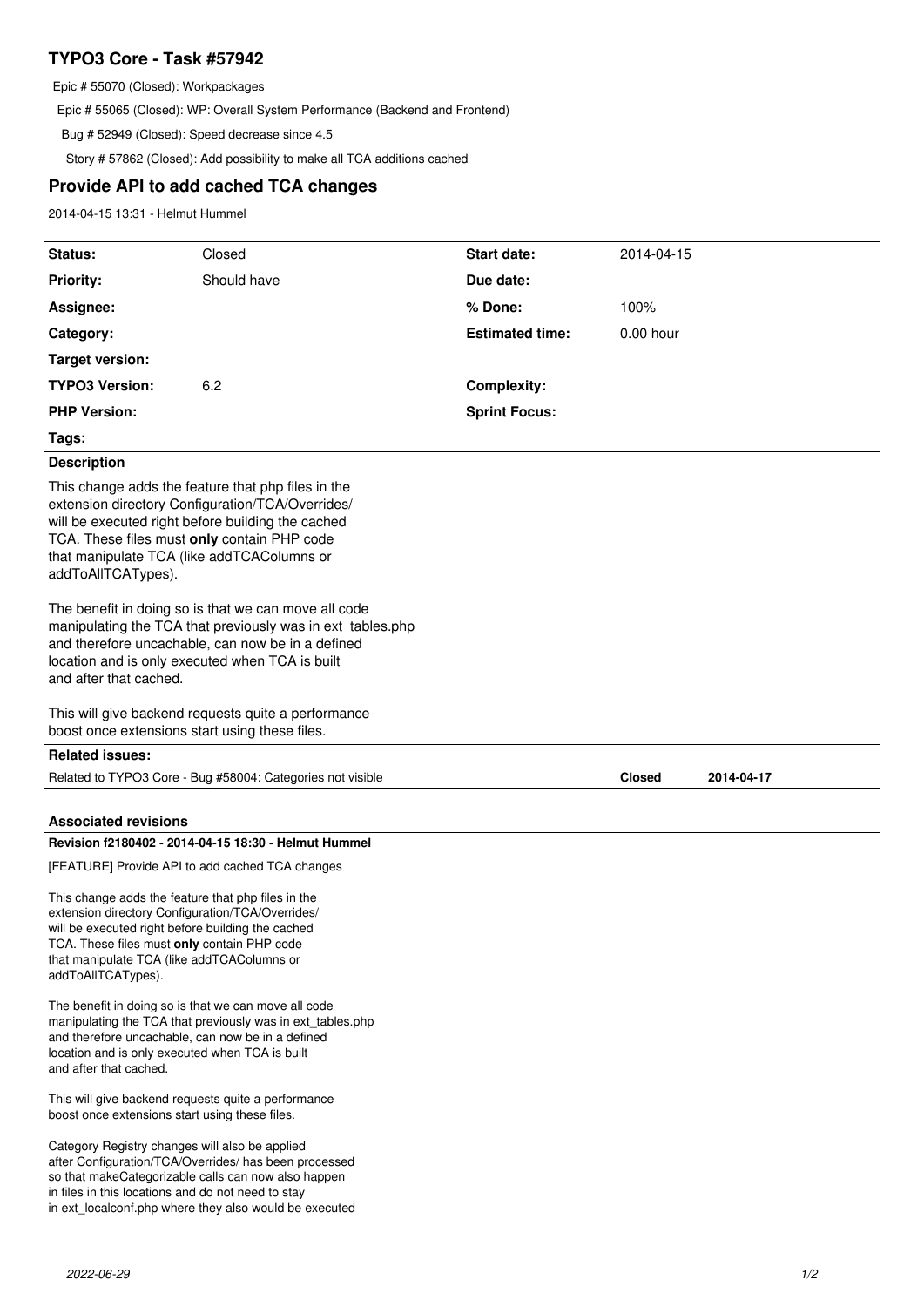# TYPO3 Core - Task #57942

Epic # 55070 (Closed): Workpackages

Epic # 55065 (Closed): WP: Overall System Performance (Backend and Frontend)

Bug # 52949 (Closed): Speed decrease since 4.5

Story # 57862 (Closed): Add possibility to make all TCA additions cached

## Provide API to add cached TCA changes

2014-04-15 13:31 - Helmut Hummel

| | | | |
|---|---|---|---|
| **Status:** | Closed | **Start date:** | 2014-04-15 |
| **Priority:** | Should have | **Due date:** | |
| **Assignee:** | | **% Done:** | 100% |
| **Category:** | | **Estimated time:** | 0.00 hour |
| **Target version:** | | | |
| **TYPO3 Version:** | 6.2 | **Complexity:** | |
| **PHP Version:** | | **Sprint Focus:** | |
| **Tags:** | | | |

**Description**

This change adds the feature that php files in the extension directory Configuration/TCA/Overrides/ will be executed right before building the cached TCA. These files must **only** contain PHP code that manipulate TCA (like addTCAColumns or addToAllTCATypes).

The benefit in doing so is that we can move all code manipulating the TCA that previously was in ext_tables.php and therefore uncachable, can now be in a defined location and is only executed when TCA is built and after that cached.

This will give backend requests quite a performance boost once extensions start using these files.

**Related issues:**

| | | |
|---|---|---|
| Related to TYPO3 Core - Bug #58004: Categories not visible | **Closed** | **2014-04-17** |

### Associated revisions

**Revision f2180402 - 2014-04-15 18:30 - Helmut Hummel**

[FEATURE] Provide API to add cached TCA changes

This change adds the feature that php files in the extension directory Configuration/TCA/Overrides/ will be executed right before building the cached TCA. These files must **only** contain PHP code that manipulate TCA (like addTCAColumns or addToAllTCATypes).

The benefit in doing so is that we can move all code manipulating the TCA that previously was in ext_tables.php and therefore uncachable, can now be in a defined location and is only executed when TCA is built and after that cached.

This will give backend requests quite a performance boost once extensions start using these files.

Category Registry changes will also be applied after Configuration/TCA/Overrides/ has been processed so that makeCategorizable calls can now also happen in files in this locations and do not need to stay in ext_localconf.php where they also would be executed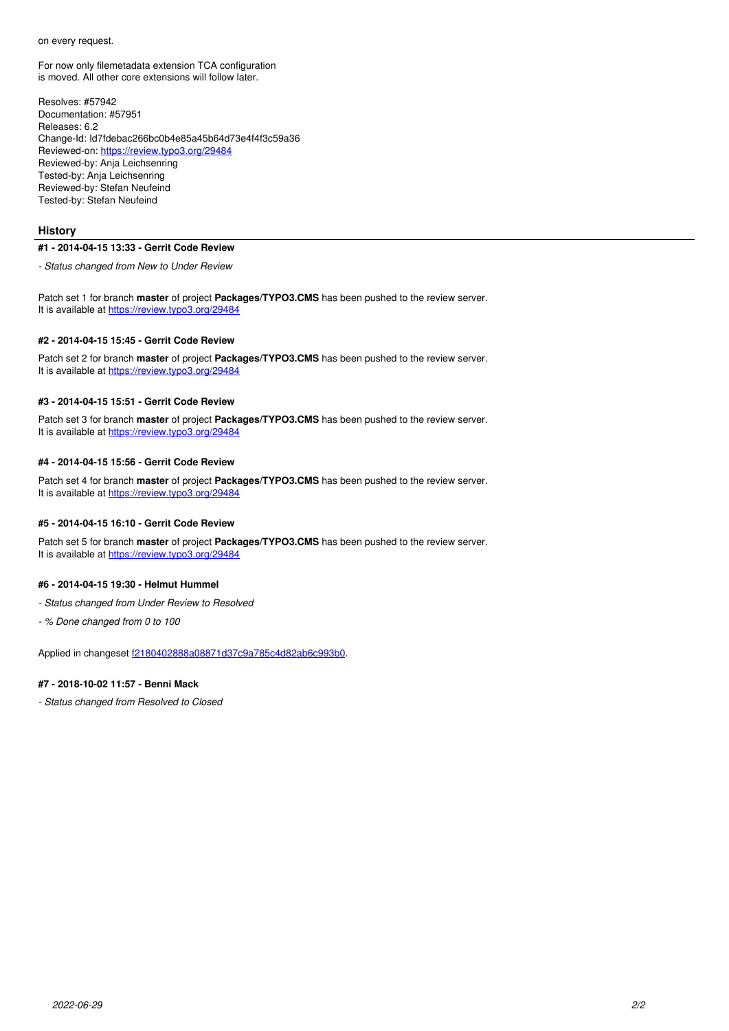on every request.

For now only filemetadata extension TCA configuration
is moved. All other core extensions will follow later.

Resolves: #57942
Documentation: #57951
Releases: 6.2
Change-Id: Id7fdebac266bc0b4e85a45b64d73e4f4f3c59a36
Reviewed-on: https://review.typo3.org/29484
Reviewed-by: Anja Leichsenring
Tested-by: Anja Leichsenring
Reviewed-by: Stefan Neufeind
Tested-by: Stefan Neufeind

## History

#### #1 - 2014-04-15 13:33 - Gerrit Code Review

*- Status changed from New to Under Review*

Patch set 1 for branch **master** of project **Packages/TYPO3.CMS** has been pushed to the review server.
It is available at https://review.typo3.org/29484

#### #2 - 2014-04-15 15:45 - Gerrit Code Review

Patch set 2 for branch **master** of project **Packages/TYPO3.CMS** has been pushed to the review server.
It is available at https://review.typo3.org/29484

#### #3 - 2014-04-15 15:51 - Gerrit Code Review

Patch set 3 for branch **master** of project **Packages/TYPO3.CMS** has been pushed to the review server.
It is available at https://review.typo3.org/29484

#### #4 - 2014-04-15 15:56 - Gerrit Code Review

Patch set 4 for branch **master** of project **Packages/TYPO3.CMS** has been pushed to the review server.
It is available at https://review.typo3.org/29484

#### #5 - 2014-04-15 16:10 - Gerrit Code Review

Patch set 5 for branch **master** of project **Packages/TYPO3.CMS** has been pushed to the review server.
It is available at https://review.typo3.org/29484

#### #6 - 2014-04-15 19:30 - Helmut Hummel

*- Status changed from Under Review to Resolved*

*- % Done changed from 0 to 100*

Applied in changeset f2180402888a08871d37c9a785c4d82ab6c993b0.

#### #7 - 2018-10-02 11:57 - Benni Mack

*- Status changed from Resolved to Closed*